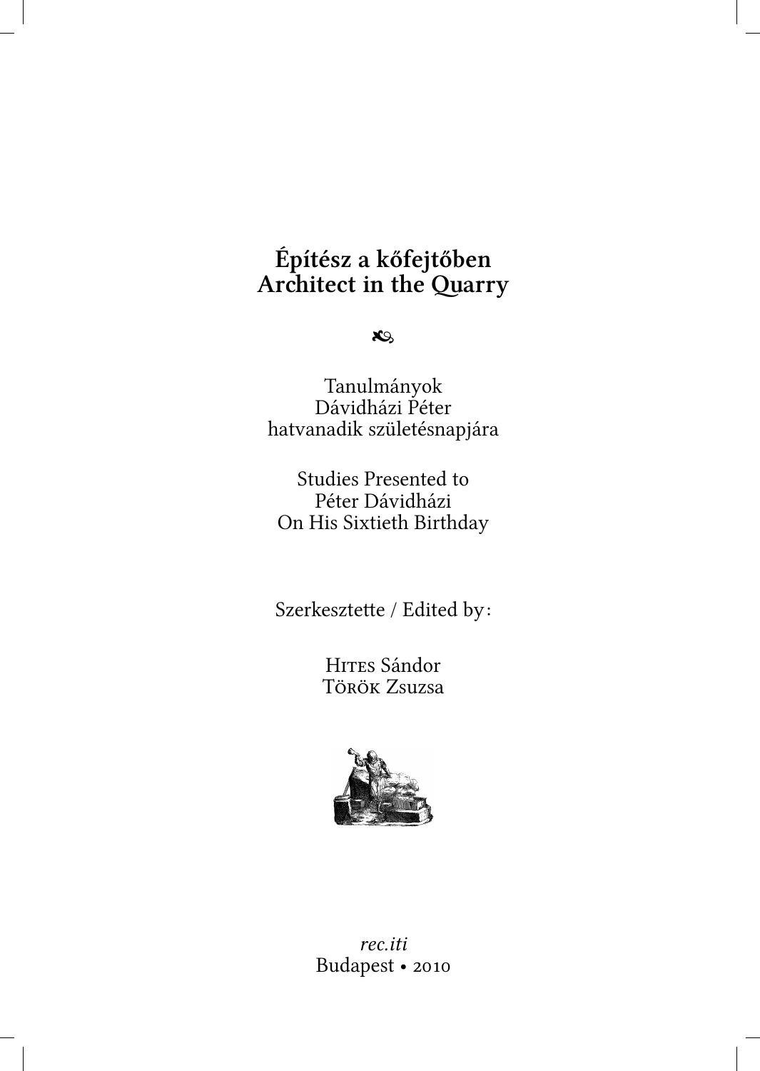# Építész a kőfejtőben
# Architect in the Quarry

❧

Tanulmányok
Dávidházi Péter
hatvanadik születésnapjára

Studies Presented to
Péter Dávidházi
On His Sixtieth Birthday

Szerkesztette / Edited by:

Hites Sándor
Török Zsuzsa

*rec.iti*
Budapest • 2010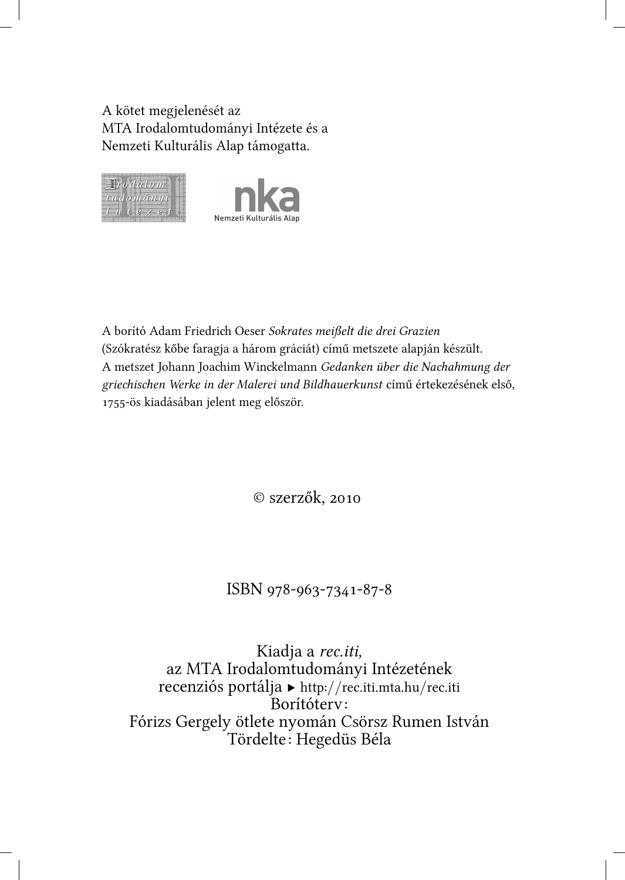A kötet megjelenését az
MTA Irodalomtudományi Intézete és a
Nemzeti Kulturális Alap támogatta.

A borító Adam Friedrich Oeser *Sokrates meißelt die drei Grazien* (Szókratész kőbe faragja a három gráciát) című metszete alapján készült. A metszet Johann Joachim Winckelmann *Gedanken über die Nachahmung der griechischen Werke in der Malerei und Bildhauerkunst* című értekezésének első, 1755-ös kiadásában jelent meg először.

© szerzők, 2010

ISBN 978-963-7341-87-8

Kiadja a *rec.iti*,
az MTA Irodalomtudományi Intézetének
recenziós portálja ▸ http://rec.iti.mta.hu/rec.iti
Borítóterv:
Fórizs Gergely ötlete nyomán Csörsz Rumen István
Tördelte: Hegedüs Béla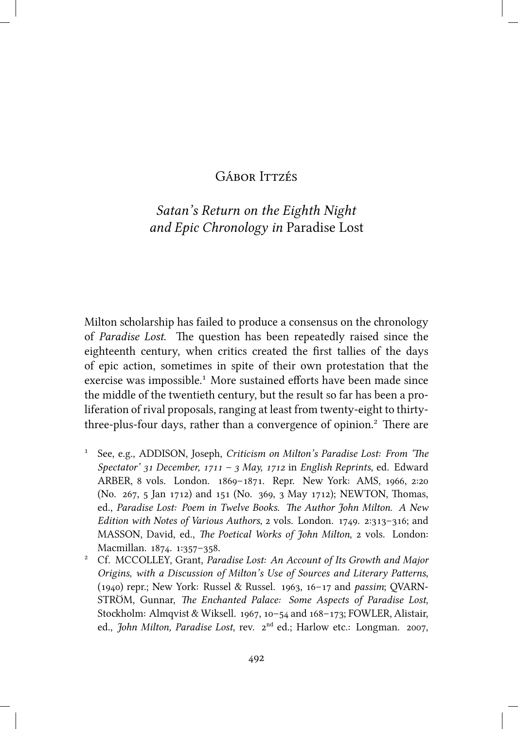# Gábor Ittzés

## *Satan's Return on the Eighth Night and Epic Chronology in* Paradise Lost

Milton scholarship has failed to produce a consensus on the chronology of *Paradise Lost*. The question has been repeatedly raised since the eighteenth century, when critics created the first tallies of the days of epic action, sometimes in spite of their own protestation that the exercise was impossible.[1] More sustained efforts have been made since the middle of the twentieth century, but the result so far has been a proliferation of rival proposals, ranging at least from twenty-eight to thirty-three-plus-four days, rather than a convergence of opinion.[2] There are

[1] See, e.g., ADDISON, Joseph, *Criticism on Milton's Paradise Lost: From 'The Spectator' 31 December, 1711 – 3 May, 1712* in *English Reprints*, ed. Edward ARBER, 8 vols. London. 1869–1871. Repr. New York: AMS, 1966, 2:20 (No. 267, 5 Jan 1712) and 151 (No. 369, 3 May 1712); NEWTON, Thomas, ed., *Paradise Lost: Poem in Twelve Books. The Author John Milton. A New Edition with Notes of Various Authors*, 2 vols. London. 1749. 2:313–316; and MASSON, David, ed., *The Poetical Works of John Milton*, 2 vols. London: Macmillan. 1874. 1:357–358.

[2] Cf. MCCOLLEY, Grant, *Paradise Lost: An Account of Its Growth and Major Origins, with a Discussion of Milton's Use of Sources and Literary Patterns*, (1940) repr.; New York: Russel & Russel. 1963, 16–17 and *passim*; QVARNSTRÖM, Gunnar, *The Enchanted Palace: Some Aspects of Paradise Lost*, Stockholm: Almqvist & Wiksell. 1967, 10–54 and 168–173; FOWLER, Alistair, ed., *John Milton, Paradise Lost*, rev. 2nd ed.; Harlow etc.: Longman. 2007,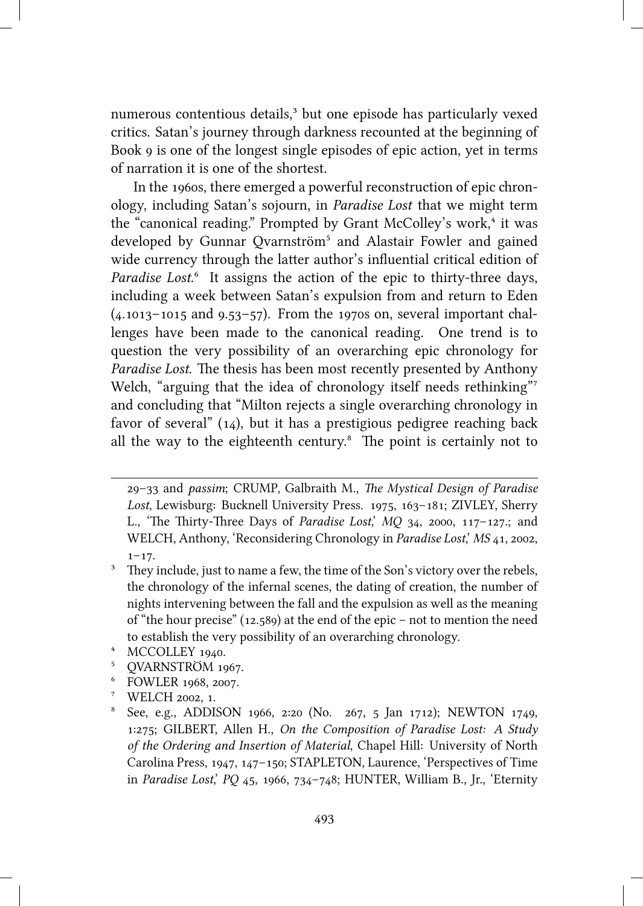numerous contentious details,[3] but one episode has particularly vexed critics. Satan's journey through darkness recounted at the beginning of Book 9 is one of the longest single episodes of epic action, yet in terms of narration it is one of the shortest.

In the 1960s, there emerged a powerful reconstruction of epic chronology, including Satan's sojourn, in *Paradise Lost* that we might term the "canonical reading." Prompted by Grant McColley's work,[4] it was developed by Gunnar Qvarnström[5] and Alastair Fowler and gained wide currency through the latter author's influential critical edition of *Paradise Lost*.[6] It assigns the action of the epic to thirty-three days, including a week between Satan's expulsion from and return to Eden (4.1013–1015 and 9.53–57). From the 1970s on, several important challenges have been made to the canonical reading. One trend is to question the very possibility of an overarching epic chronology for *Paradise Lost*. The thesis has been most recently presented by Anthony Welch, "arguing that the idea of chronology itself needs rethinking"[7] and concluding that "Milton rejects a single overarching chronology in favor of several" (14), but it has a prestigious pedigree reaching back all the way to the eighteenth century.[8] The point is certainly not to

---

29–33 and *passim*; CRUMP, Galbraith M., *The Mystical Design of Paradise Lost*, Lewisburg: Bucknell University Press. 1975, 163–181; ZIVLEY, Sherry L., 'The Thirty-Three Days of *Paradise Lost*,' *MQ* 34, 2000, 117–127.; and WELCH, Anthony, 'Reconsidering Chronology in *Paradise Lost*,' *MS* 41, 2002, 1–17.

[3] They include, just to name a few, the time of the Son's victory over the rebels, the chronology of the infernal scenes, the dating of creation, the number of nights intervening between the fall and the expulsion as well as the meaning of "the hour precise" (12.589) at the end of the epic – not to mention the need to establish the very possibility of an overarching chronology.

[4] MCCOLLEY 1940.

[5] QVARNSTRÖM 1967.

[6] FOWLER 1968, 2007.

[7] WELCH 2002, 1.

[8] See, e.g., ADDISON 1966, 2:20 (No. 267, 5 Jan 1712); NEWTON 1749, 1:275; GILBERT, Allen H., *On the Composition of Paradise Lost: A Study of the Ordering and Insertion of Material*, Chapel Hill: University of North Carolina Press, 1947, 147–150; STAPLETON, Laurence, 'Perspectives of Time in *Paradise Lost*,' *PQ* 45, 1966, 734–748; HUNTER, William B., Jr., 'Eternity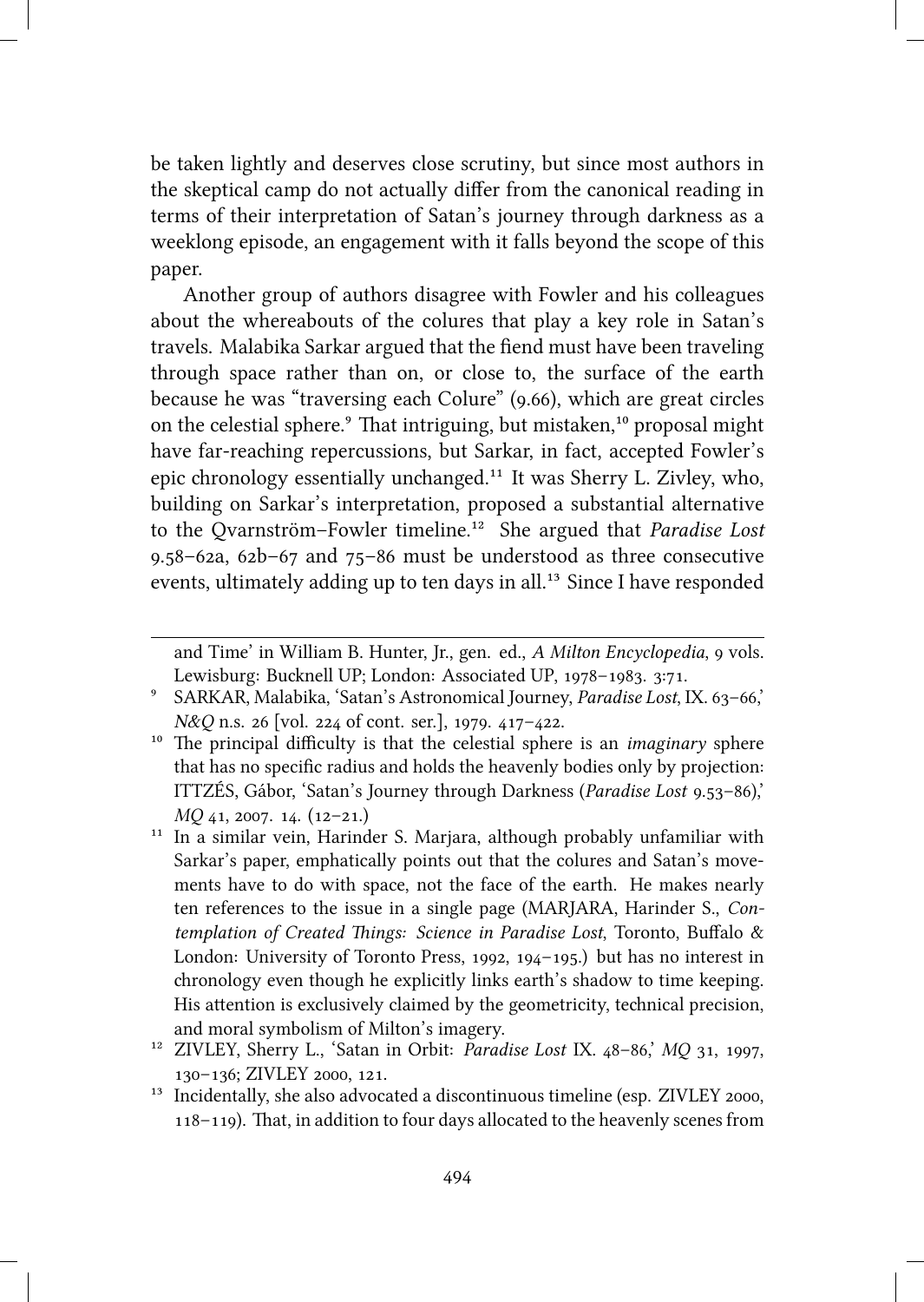be taken lightly and deserves close scrutiny, but since most authors in the skeptical camp do not actually differ from the canonical reading in terms of their interpretation of Satan's journey through darkness as a weeklong episode, an engagement with it falls beyond the scope of this paper.

Another group of authors disagree with Fowler and his colleagues about the whereabouts of the colures that play a key role in Satan's travels. Malabika Sarkar argued that the fiend must have been traveling through space rather than on, or close to, the surface of the earth because he was "traversing each Colure" (9.66), which are great circles on the celestial sphere.[9] That intriguing, but mistaken,[10] proposal might have far-reaching repercussions, but Sarkar, in fact, accepted Fowler's epic chronology essentially unchanged.[11] It was Sherry L. Zivley, who, building on Sarkar's interpretation, proposed a substantial alternative to the Qvarnström–Fowler timeline.[12] She argued that *Paradise Lost* 9.58–62a, 62b–67 and 75–86 must be understood as three consecutive events, ultimately adding up to ten days in all.[13] Since I have responded

---

and Time' in William B. Hunter, Jr., gen. ed., *A Milton Encyclopedia*, 9 vols. Lewisburg: Bucknell UP; London: Associated UP, 1978–1983. 3:71.

[9] SARKAR, Malabika, 'Satan's Astronomical Journey, *Paradise Lost*, IX. 63–66,' *N&Q* n.s. 26 [vol. 224 of cont. ser.], 1979. 417–422.

[10] The principal difficulty is that the celestial sphere is an *imaginary* sphere that has no specific radius and holds the heavenly bodies only by projection: ITTZÉS, Gábor, 'Satan's Journey through Darkness (*Paradise Lost* 9.53–86),' *MQ* 41, 2007. 14. (12–21.)

[11] In a similar vein, Harinder S. Marjara, although probably unfamiliar with Sarkar's paper, emphatically points out that the colures and Satan's movements have to do with space, not the face of the earth. He makes nearly ten references to the issue in a single page (MARJARA, Harinder S., *Contemplation of Created Things: Science in Paradise Lost*, Toronto, Buffalo & London: University of Toronto Press, 1992, 194–195.) but has no interest in chronology even though he explicitly links earth's shadow to time keeping. His attention is exclusively claimed by the geometricity, technical precision, and moral symbolism of Milton's imagery.

[12] ZIVLEY, Sherry L., 'Satan in Orbit: *Paradise Lost* IX. 48–86,' *MQ* 31, 1997, 130–136; ZIVLEY 2000, 121.

[13] Incidentally, she also advocated a discontinuous timeline (esp. ZIVLEY 2000, 118–119). That, in addition to four days allocated to the heavenly scenes from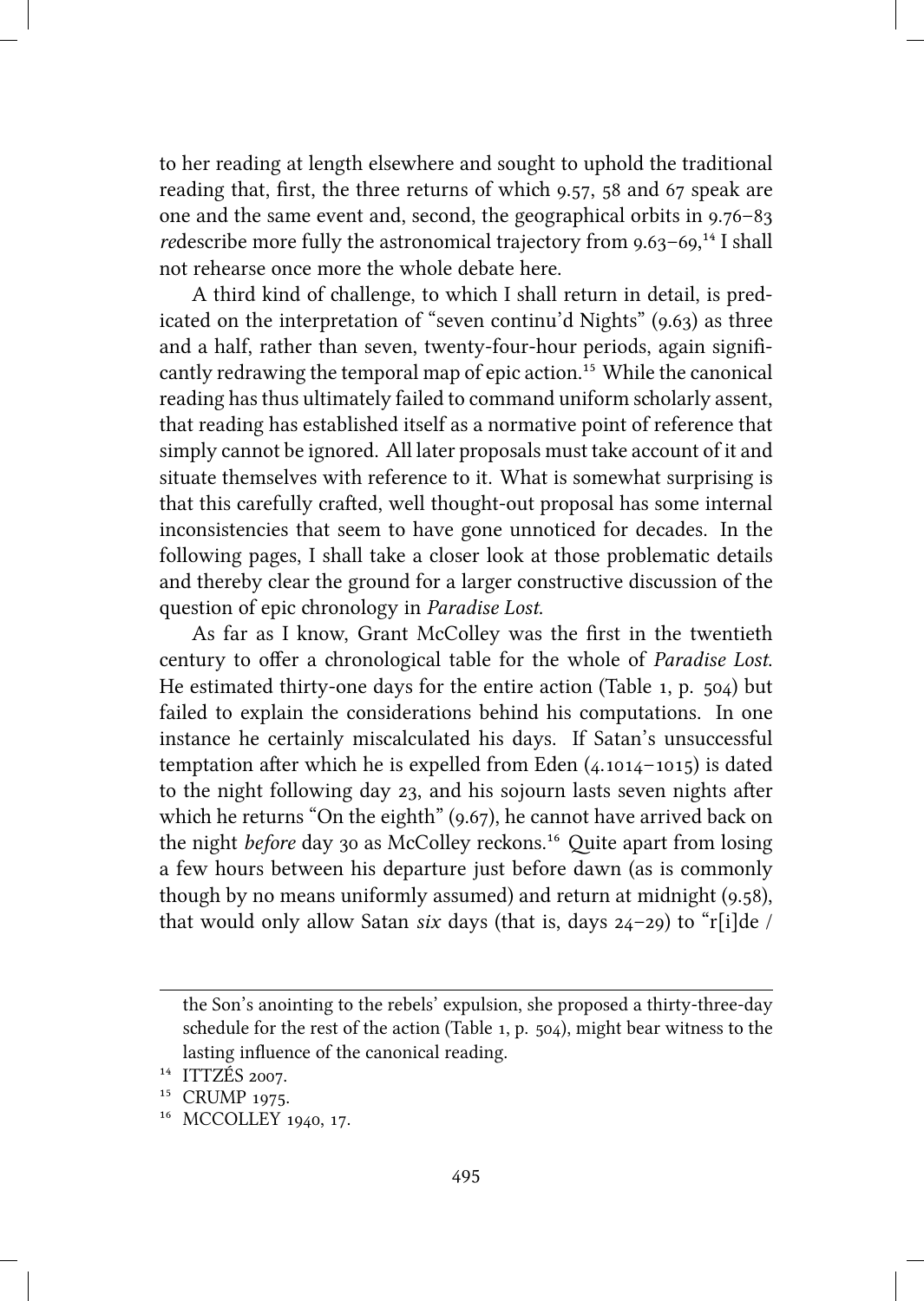to her reading at length elsewhere and sought to uphold the traditional reading that, first, the three returns of which 9.57, 58 and 67 speak are one and the same event and, second, the geographical orbits in 9.76–83 *re*describe more fully the astronomical trajectory from 9.63–69,[14] I shall not rehearse once more the whole debate here.

A third kind of challenge, to which I shall return in detail, is predicated on the interpretation of "seven continu'd Nights" (9.63) as three and a half, rather than seven, twenty-four-hour periods, again significantly redrawing the temporal map of epic action.[15] While the canonical reading has thus ultimately failed to command uniform scholarly assent, that reading has established itself as a normative point of reference that simply cannot be ignored. All later proposals must take account of it and situate themselves with reference to it. What is somewhat surprising is that this carefully crafted, well thought-out proposal has some internal inconsistencies that seem to have gone unnoticed for decades. In the following pages, I shall take a closer look at those problematic details and thereby clear the ground for a larger constructive discussion of the question of epic chronology in *Paradise Lost*.

As far as I know, Grant McColley was the first in the twentieth century to offer a chronological table for the whole of *Paradise Lost*. He estimated thirty-one days for the entire action (Table 1, p. 504) but failed to explain the considerations behind his computations. In one instance he certainly miscalculated his days. If Satan's unsuccessful temptation after which he is expelled from Eden (4.1014–1015) is dated to the night following day 23, and his sojourn lasts seven nights after which he returns "On the eighth" (9.67), he cannot have arrived back on the night *before* day 30 as McColley reckons.[16] Quite apart from losing a few hours between his departure just before dawn (as is commonly though by no means uniformly assumed) and return at midnight (9.58), that would only allow Satan *six* days (that is, days 24–29) to "r[i]de /

---

the Son's anointing to the rebels' expulsion, she proposed a thirty-three-day schedule for the rest of the action (Table 1, p. 504), might bear witness to the lasting influence of the canonical reading.

[14] ITTZÉS 2007.

[15] CRUMP 1975.

[16] MCCOLLEY 1940, 17.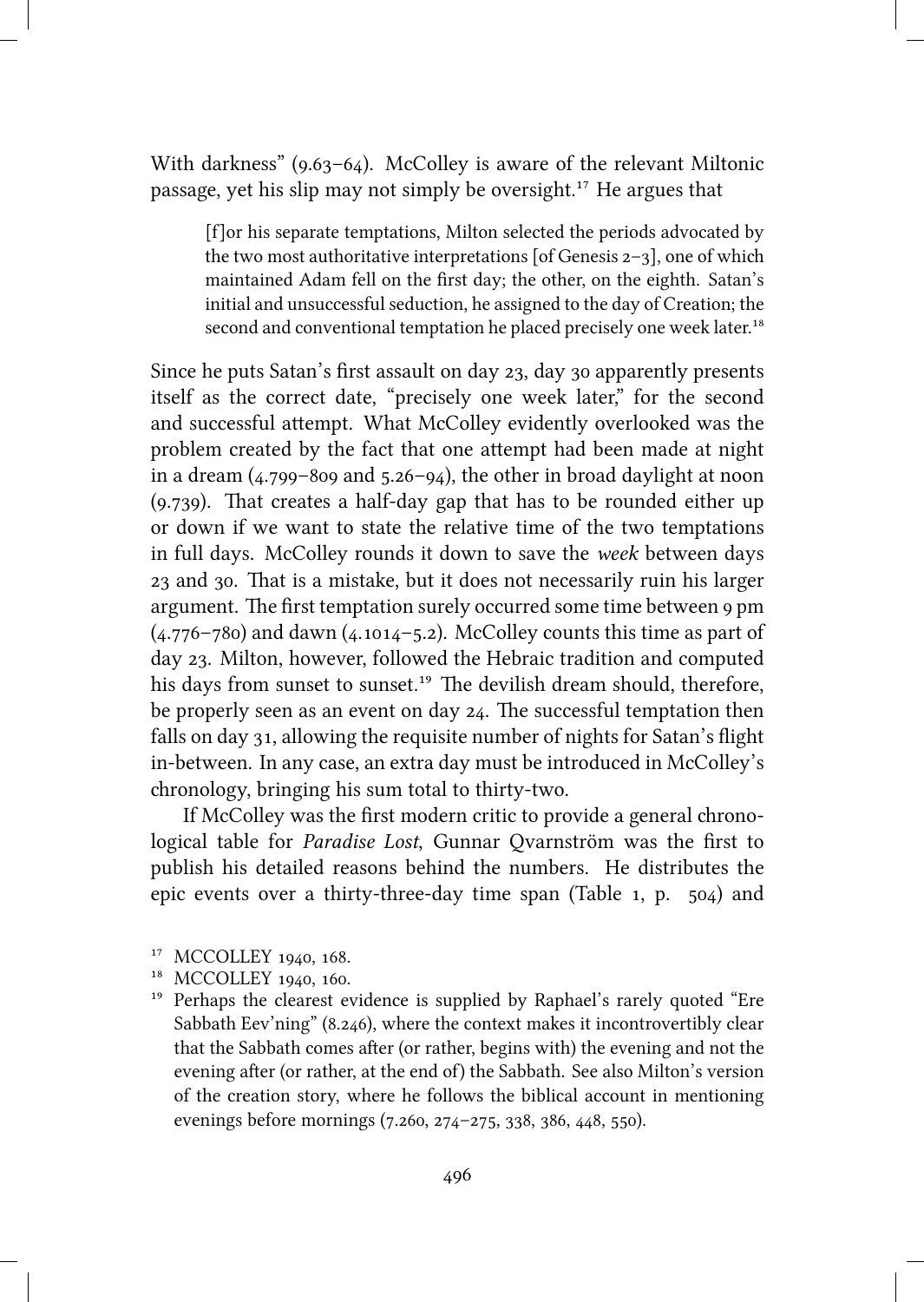With darkness" (9.63–64). McColley is aware of the relevant Miltonic passage, yet his slip may not simply be oversight.[17] He argues that

> [f]or his separate temptations, Milton selected the periods advocated by the two most authoritative interpretations [of Genesis 2–3], one of which maintained Adam fell on the first day; the other, on the eighth. Satan's initial and unsuccessful seduction, he assigned to the day of Creation; the second and conventional temptation he placed precisely one week later.[18]

Since he puts Satan's first assault on day 23, day 30 apparently presents itself as the correct date, "precisely one week later," for the second and successful attempt. What McColley evidently overlooked was the problem created by the fact that one attempt had been made at night in a dream (4.799–809 and 5.26–94), the other in broad daylight at noon (9.739). That creates a half-day gap that has to be rounded either up or down if we want to state the relative time of the two temptations in full days. McColley rounds it down to save the *week* between days 23 and 30. That is a mistake, but it does not necessarily ruin his larger argument. The first temptation surely occurred some time between 9 pm (4.776–780) and dawn (4.1014–5.2). McColley counts this time as part of day 23. Milton, however, followed the Hebraic tradition and computed his days from sunset to sunset.[19] The devilish dream should, therefore, be properly seen as an event on day 24. The successful temptation then falls on day 31, allowing the requisite number of nights for Satan's flight in-between. In any case, an extra day must be introduced in McColley's chronology, bringing his sum total to thirty-two.

If McColley was the first modern critic to provide a general chronological table for *Paradise Lost*, Gunnar Qvarnström was the first to publish his detailed reasons behind the numbers. He distributes the epic events over a thirty-three-day time span (Table 1, p. 504) and

[17] MCCOLLEY 1940, 168.

[18] MCCOLLEY 1940, 160.

[19] Perhaps the clearest evidence is supplied by Raphael's rarely quoted "Ere Sabbath Eev'ning" (8.246), where the context makes it incontrovertibly clear that the Sabbath comes after (or rather, begins with) the evening and not the evening after (or rather, at the end of) the Sabbath. See also Milton's version of the creation story, where he follows the biblical account in mentioning evenings before mornings (7.260, 274–275, 338, 386, 448, 550).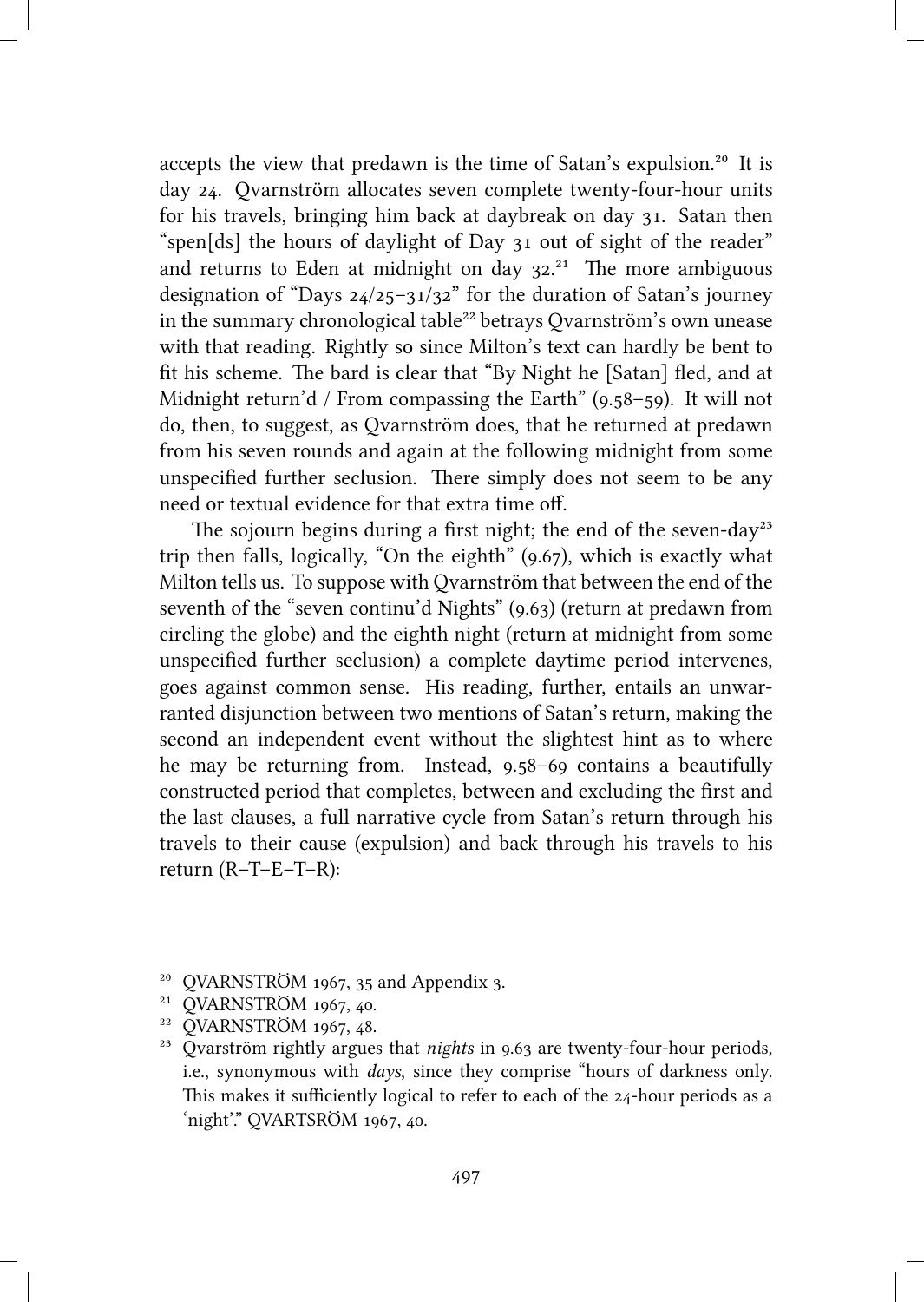accepts the view that predawn is the time of Satan's expulsion.[20] It is day 24. Qvarnström allocates seven complete twenty-four-hour units for his travels, bringing him back at daybreak on day 31. Satan then "spen[ds] the hours of daylight of Day 31 out of sight of the reader" and returns to Eden at midnight on day 32.[21] The more ambiguous designation of "Days 24/25–31/32" for the duration of Satan's journey in the summary chronological table[22] betrays Qvarnström's own unease with that reading. Rightly so since Milton's text can hardly be bent to fit his scheme. The bard is clear that "By Night he [Satan] fled, and at Midnight return'd / From compassing the Earth" (9.58–59). It will not do, then, to suggest, as Qvarnström does, that he returned at predawn from his seven rounds and again at the following midnight from some unspecified further seclusion. There simply does not seem to be any need or textual evidence for that extra time off.

The sojourn begins during a first night; the end of the seven-day[23] trip then falls, logically, "On the eighth" (9.67), which is exactly what Milton tells us. To suppose with Qvarnström that between the end of the seventh of the "seven continu'd Nights" (9.63) (return at predawn from circling the globe) and the eighth night (return at midnight from some unspecified further seclusion) a complete daytime period intervenes, goes against common sense. His reading, further, entails an unwarranted disjunction between two mentions of Satan's return, making the second an independent event without the slightest hint as to where he may be returning from. Instead, 9.58–69 contains a beautifully constructed period that completes, between and excluding the first and the last clauses, a full narrative cycle from Satan's return through his travels to their cause (expulsion) and back through his travels to his return (R–T–E–T–R):

[20] QVARNSTRÖM 1967, 35 and Appendix 3.

[21] QVARNSTRÖM 1967, 40.

[22] QVARNSTRÖM 1967, 48.

[23] Qvarström rightly argues that *nights* in 9.63 are twenty-four-hour periods, i.e., synonymous with *days*, since they comprise "hours of darkness only. This makes it sufficiently logical to refer to each of the 24-hour periods as a 'night'." QVARTSRÖM 1967, 40.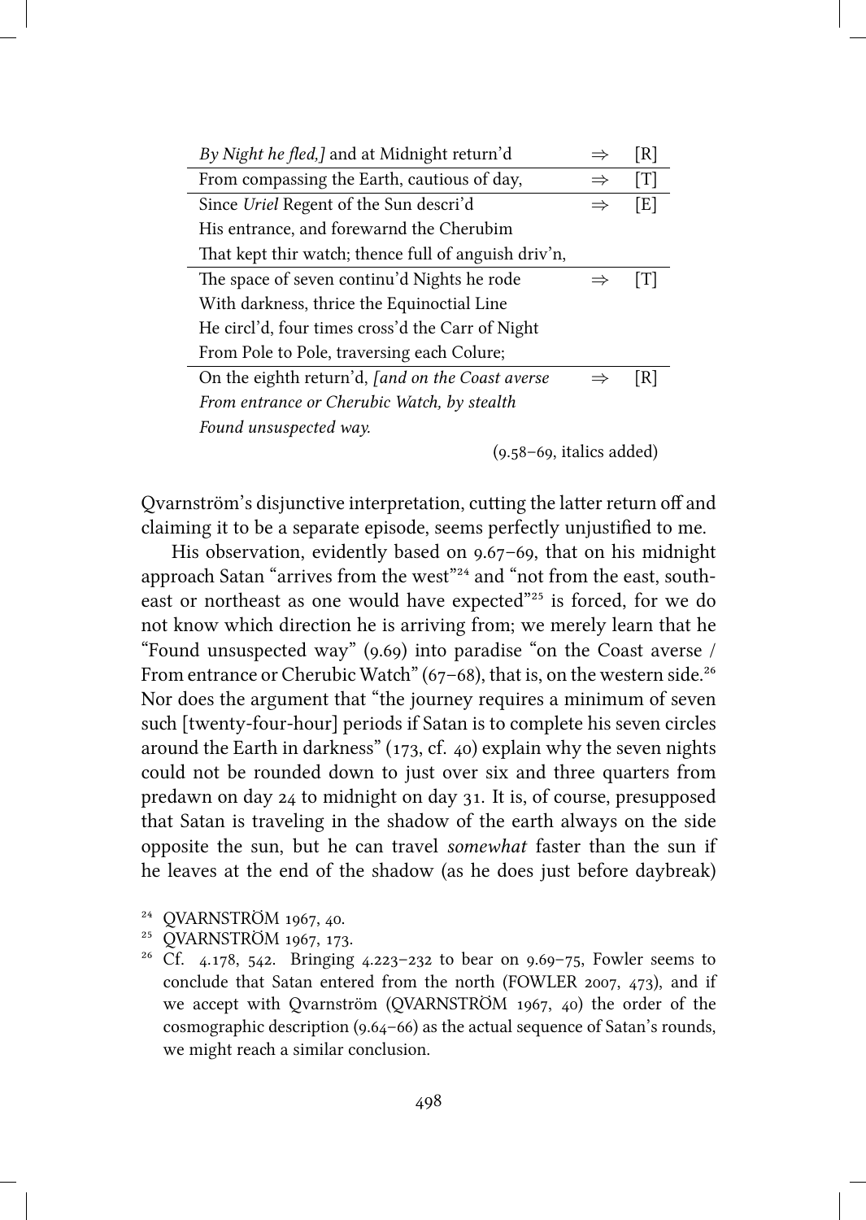| | | |
|---|---|---|
| *By Night he fled,]* and at Midnight return'd | ⇒ | [R] |
| From compassing the Earth, cautious of day, | ⇒ | [T] |
| Since *Uriel* Regent of the Sun descri'd<br>His entrance, and forewarnd the Cherubim<br>That kept thir watch; thence full of anguish driv'n, | ⇒ | [E] |
| The space of seven continu'd Nights he rode<br>With darkness, thrice the Equinoctial Line<br>He circl'd, four times cross'd the Carr of Night<br>From Pole to Pole, traversing each Colure; | ⇒ | [T] |
| On the eighth return'd, *[and on the Coast averse*<br>*From entrance or Cherubic Watch, by stealth*<br>*Found unsuspected way.* | ⇒ | [R] |

(9.58–69, italics added)

Qvarnström's disjunctive interpretation, cutting the latter return off and claiming it to be a separate episode, seems perfectly unjustified to me.

His observation, evidently based on 9.67–69, that on his midnight approach Satan "arrives from the west"[24] and "not from the east, southeast or northeast as one would have expected"[25] is forced, for we do not know which direction he is arriving from; we merely learn that he "Found unsuspected way" (9.69) into paradise "on the Coast averse / From entrance or Cherubic Watch" (67–68), that is, on the western side.[26] Nor does the argument that "the journey requires a minimum of seven such [twenty-four-hour] periods if Satan is to complete his seven circles around the Earth in darkness" (173, cf. 40) explain why the seven nights could not be rounded down to just over six and three quarters from predawn on day 24 to midnight on day 31. It is, of course, presupposed that Satan is traveling in the shadow of the earth always on the side opposite the sun, but he can travel *somewhat* faster than the sun if he leaves at the end of the shadow (as he does just before daybreak)

[24] QVARNSTRÖM 1967, 40.

[25] QVARNSTRÖM 1967, 173.

[26] Cf. 4.178, 542. Bringing 4.223–232 to bear on 9.69–75, Fowler seems to conclude that Satan entered from the north (FOWLER 2007, 473), and if we accept with Qvarnström (QVARNSTRÖM 1967, 40) the order of the cosmographic description (9.64–66) as the actual sequence of Satan's rounds, we might reach a similar conclusion.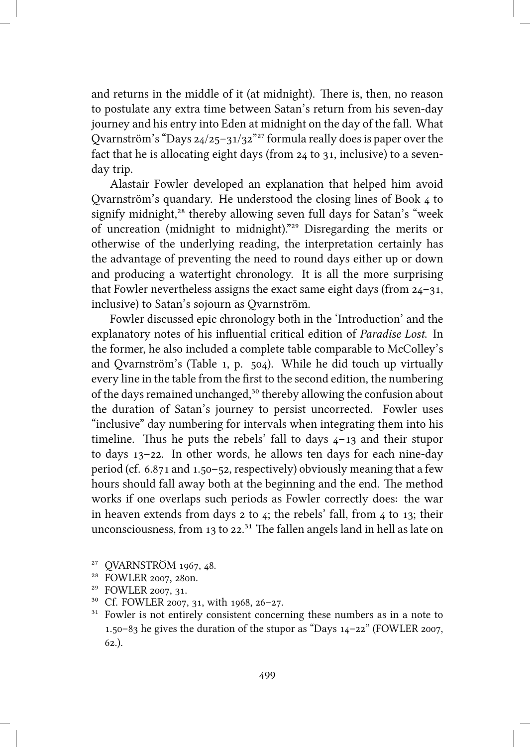and returns in the middle of it (at midnight). There is, then, no reason to postulate any extra time between Satan's return from his seven-day journey and his entry into Eden at midnight on the day of the fall. What Qvarnström's "Days 24/25–31/32"[27] formula really does is paper over the fact that he is allocating eight days (from 24 to 31, inclusive) to a seven-day trip.

Alastair Fowler developed an explanation that helped him avoid Qvarnström's quandary. He understood the closing lines of Book 4 to signify midnight,[28] thereby allowing seven full days for Satan's "week of uncreation (midnight to midnight)."[29] Disregarding the merits or otherwise of the underlying reading, the interpretation certainly has the advantage of preventing the need to round days either up or down and producing a watertight chronology. It is all the more surprising that Fowler nevertheless assigns the exact same eight days (from 24–31, inclusive) to Satan's sojourn as Qvarnström.

Fowler discussed epic chronology both in the 'Introduction' and the explanatory notes of his influential critical edition of *Paradise Lost*. In the former, he also included a complete table comparable to McColley's and Qvarnström's (Table 1, p. 504). While he did touch up virtually every line in the table from the first to the second edition, the numbering of the days remained unchanged,[30] thereby allowing the confusion about the duration of Satan's journey to persist uncorrected. Fowler uses "inclusive" day numbering for intervals when integrating them into his timeline. Thus he puts the rebels' fall to days 4–13 and their stupor to days 13–22. In other words, he allows ten days for each nine-day period (cf. 6.871 and 1.50–52, respectively) obviously meaning that a few hours should fall away both at the beginning and the end. The method works if one overlaps such periods as Fowler correctly does: the war in heaven extends from days 2 to 4; the rebels' fall, from 4 to 13; their unconsciousness, from 13 to 22.[31] The fallen angels land in hell as late on

[27] QVARNSTRÖM 1967, 48.

[28] FOWLER 2007, 280n.

[29] FOWLER 2007, 31.

[30] Cf. FOWLER 2007, 31, with 1968, 26–27.

[31] Fowler is not entirely consistent concerning these numbers as in a note to 1.50–83 he gives the duration of the stupor as "Days 14–22" (FOWLER 2007, 62.).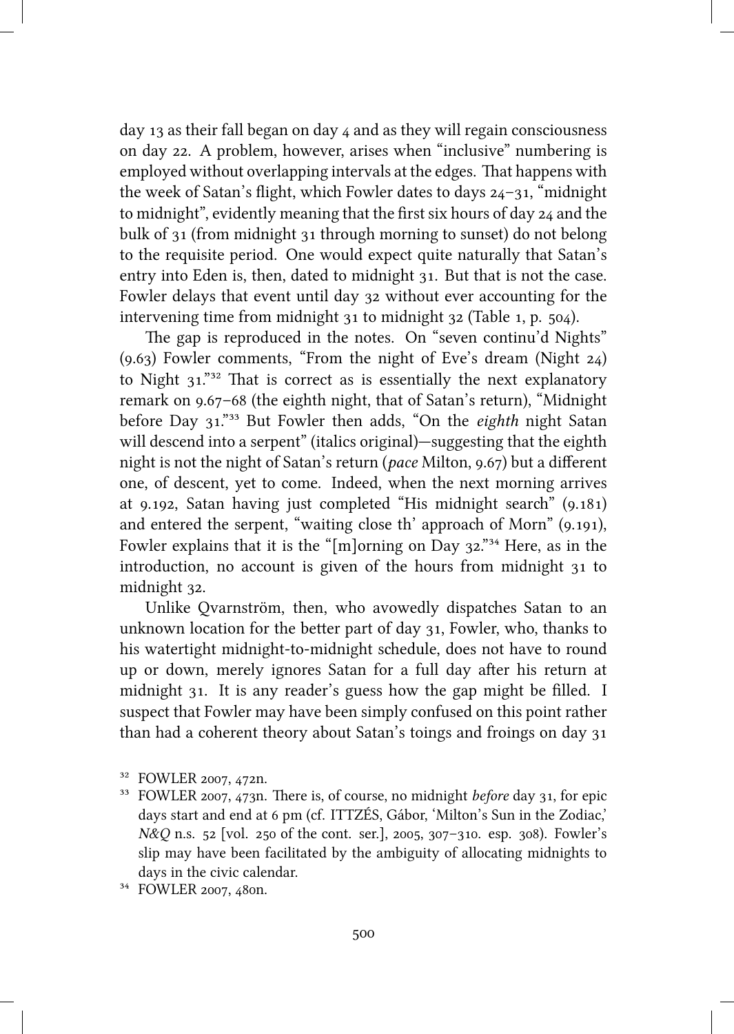day 13 as their fall began on day 4 and as they will regain consciousness on day 22. A problem, however, arises when "inclusive" numbering is employed without overlapping intervals at the edges. That happens with the week of Satan's flight, which Fowler dates to days 24–31, "midnight to midnight", evidently meaning that the first six hours of day 24 and the bulk of 31 (from midnight 31 through morning to sunset) do not belong to the requisite period. One would expect quite naturally that Satan's entry into Eden is, then, dated to midnight 31. But that is not the case. Fowler delays that event until day 32 without ever accounting for the intervening time from midnight 31 to midnight 32 (Table 1, p. 504).

The gap is reproduced in the notes. On "seven continu'd Nights" (9.63) Fowler comments, "From the night of Eve's dream (Night 24) to Night 31."[32] That is correct as is essentially the next explanatory remark on 9.67–68 (the eighth night, that of Satan's return), "Midnight before Day 31."[33] But Fowler then adds, "On the *eighth* night Satan will descend into a serpent" (italics original)—suggesting that the eighth night is not the night of Satan's return (*pace* Milton, 9.67) but a different one, of descent, yet to come. Indeed, when the next morning arrives at 9.192, Satan having just completed "His midnight search" (9.181) and entered the serpent, "waiting close th' approach of Morn" (9.191), Fowler explains that it is the "[m]orning on Day 32."[34] Here, as in the introduction, no account is given of the hours from midnight 31 to midnight 32.

Unlike Qvarnström, then, who avowedly dispatches Satan to an unknown location for the better part of day 31, Fowler, who, thanks to his watertight midnight-to-midnight schedule, does not have to round up or down, merely ignores Satan for a full day after his return at midnight 31. It is any reader's guess how the gap might be filled. I suspect that Fowler may have been simply confused on this point rather than had a coherent theory about Satan's toings and froings on day 31

[32] FOWLER 2007, 472n.

[33] FOWLER 2007, 473n. There is, of course, no midnight *before* day 31, for epic days start and end at 6 pm (cf. ITTZÉS, Gábor, 'Milton's Sun in the Zodiac,' *N&Q* n.s. 52 [vol. 250 of the cont. ser.], 2005, 307–310. esp. 308). Fowler's slip may have been facilitated by the ambiguity of allocating midnights to days in the civic calendar.

[34] FOWLER 2007, 480n.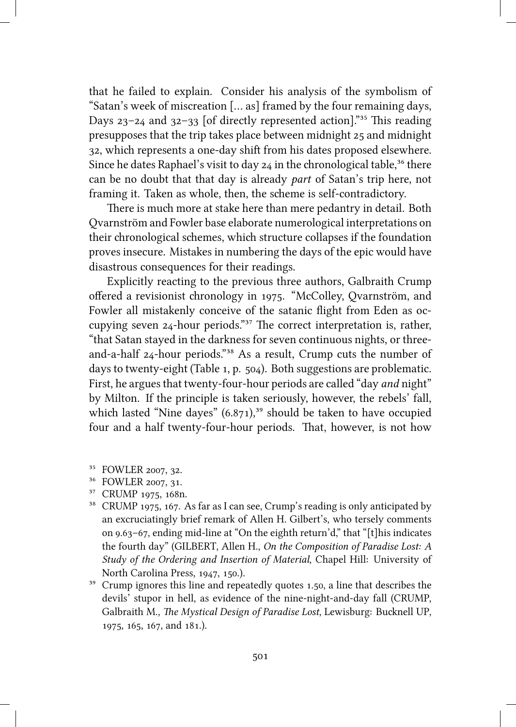that he failed to explain. Consider his analysis of the symbolism of "Satan's week of miscreation [... as] framed by the four remaining days, Days 23–24 and 32–33 [of directly represented action]."[35] This reading presupposes that the trip takes place between midnight 25 and midnight 32, which represents a one-day shift from his dates proposed elsewhere. Since he dates Raphael's visit to day 24 in the chronological table,[36] there can be no doubt that that day is already *part* of Satan's trip here, not framing it. Taken as whole, then, the scheme is self-contradictory.

There is much more at stake here than mere pedantry in detail. Both Qvarnström and Fowler base elaborate numerological interpretations on their chronological schemes, which structure collapses if the foundation proves insecure. Mistakes in numbering the days of the epic would have disastrous consequences for their readings.

Explicitly reacting to the previous three authors, Galbraith Crump offered a revisionist chronology in 1975. "McColley, Qvarnström, and Fowler all mistakenly conceive of the satanic flight from Eden as occupying seven 24-hour periods."[37] The correct interpretation is, rather, "that Satan stayed in the darkness for seven continuous nights, or three-and-a-half 24-hour periods."[38] As a result, Crump cuts the number of days to twenty-eight (Table 1, p. 504). Both suggestions are problematic. First, he argues that twenty-four-hour periods are called "day *and* night" by Milton. If the principle is taken seriously, however, the rebels' fall, which lasted "Nine dayes" (6.871),[39] should be taken to have occupied four and a half twenty-four-hour periods. That, however, is not how

[35] FOWLER 2007, 32.

[36] FOWLER 2007, 31.

[37] CRUMP 1975, 168n.

[38] CRUMP 1975, 167. As far as I can see, Crump's reading is only anticipated by an excruciatingly brief remark of Allen H. Gilbert's, who tersely comments on 9.63–67, ending mid-line at "On the eighth return'd," that "[t]his indicates the fourth day" (GILBERT, Allen H., *On the Composition of Paradise Lost: A Study of the Ordering and Insertion of Material*, Chapel Hill: University of North Carolina Press, 1947, 150.).

[39] Crump ignores this line and repeatedly quotes 1.50, a line that describes the devils' stupor in hell, as evidence of the nine-night-and-day fall (CRUMP, Galbraith M., *The Mystical Design of Paradise Lost*, Lewisburg: Bucknell UP, 1975, 165, 167, and 181.).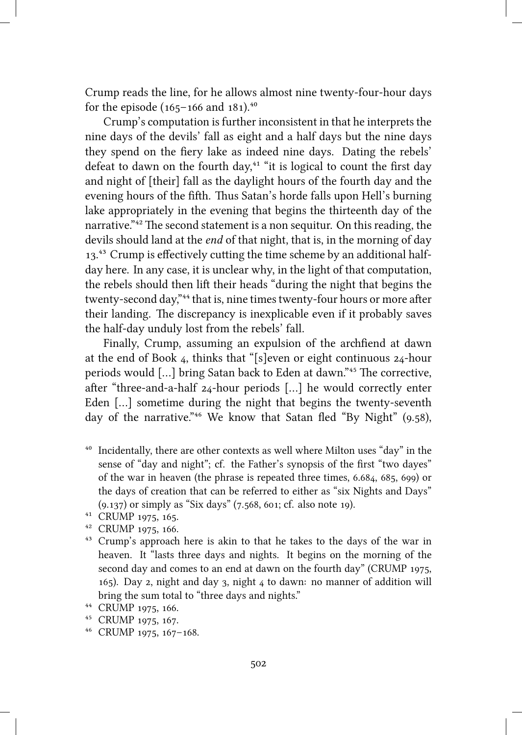Crump reads the line, for he allows almost nine twenty-four-hour days for the episode (165–166 and 181).[40]

Crump's computation is further inconsistent in that he interprets the nine days of the devils' fall as eight and a half days but the nine days they spend on the fiery lake as indeed nine days. Dating the rebels' defeat to dawn on the fourth day,[41] "it is logical to count the first day and night of [their] fall as the daylight hours of the fourth day and the evening hours of the fifth. Thus Satan's horde falls upon Hell's burning lake appropriately in the evening that begins the thirteenth day of the narrative."[42] The second statement is a non sequitur. On this reading, the devils should land at the *end* of that night, that is, in the morning of day 13.[43] Crump is effectively cutting the time scheme by an additional half-day here. In any case, it is unclear why, in the light of that computation, the rebels should then lift their heads "during the night that begins the twenty-second day,"[44] that is, nine times twenty-four hours or more after their landing. The discrepancy is inexplicable even if it probably saves the half-day unduly lost from the rebels' fall.

Finally, Crump, assuming an expulsion of the archfiend at dawn at the end of Book 4, thinks that "[s]even or eight continuous 24-hour periods would [...] bring Satan back to Eden at dawn."[45] The corrective, after "three-and-a-half 24-hour periods [...] he would correctly enter Eden [...] sometime during the night that begins the twenty-seventh day of the narrative."[46] We know that Satan fled "By Night" (9.58),

[40] Incidentally, there are other contexts as well where Milton uses "day" in the sense of "day and night"; cf. the Father's synopsis of the first "two dayes" of the war in heaven (the phrase is repeated three times, 6.684, 685, 699) or the days of creation that can be referred to either as "six Nights and Days" (9.137) or simply as "Six days" (7.568, 601; cf. also note 19).

[41] CRUMP 1975, 165.

[42] CRUMP 1975, 166.

[43] Crump's approach here is akin to that he takes to the days of the war in heaven. It "lasts three days and nights. It begins on the morning of the second day and comes to an end at dawn on the fourth day" (CRUMP 1975, 165). Day 2, night and day 3, night 4 to dawn: no manner of addition will bring the sum total to "three days and nights."

[44] CRUMP 1975, 166.

[45] CRUMP 1975, 167.

[46] CRUMP 1975, 167–168.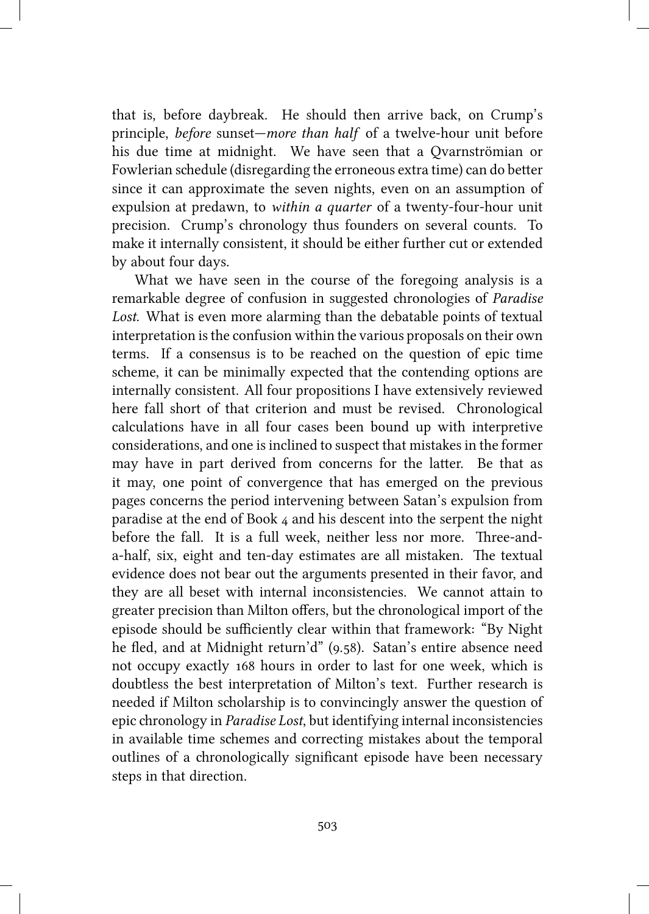that is, before daybreak. He should then arrive back, on Crump's principle, *before* sunset—*more than half* of a twelve-hour unit before his due time at midnight. We have seen that a Qvarnströmian or Fowlerian schedule (disregarding the erroneous extra time) can do better since it can approximate the seven nights, even on an assumption of expulsion at predawn, to *within a quarter* of a twenty-four-hour unit precision. Crump's chronology thus founders on several counts. To make it internally consistent, it should be either further cut or extended by about four days.

What we have seen in the course of the foregoing analysis is a remarkable degree of confusion in suggested chronologies of *Paradise Lost*. What is even more alarming than the debatable points of textual interpretation is the confusion within the various proposals on their own terms. If a consensus is to be reached on the question of epic time scheme, it can be minimally expected that the contending options are internally consistent. All four propositions I have extensively reviewed here fall short of that criterion and must be revised. Chronological calculations have in all four cases been bound up with interpretive considerations, and one is inclined to suspect that mistakes in the former may have in part derived from concerns for the latter. Be that as it may, one point of convergence that has emerged on the previous pages concerns the period intervening between Satan's expulsion from paradise at the end of Book 4 and his descent into the serpent the night before the fall. It is a full week, neither less nor more. Three-and-a-half, six, eight and ten-day estimates are all mistaken. The textual evidence does not bear out the arguments presented in their favor, and they are all beset with internal inconsistencies. We cannot attain to greater precision than Milton offers, but the chronological import of the episode should be sufficiently clear within that framework: "By Night he fled, and at Midnight return'd" (9.58). Satan's entire absence need not occupy exactly 168 hours in order to last for one week, which is doubtless the best interpretation of Milton's text. Further research is needed if Milton scholarship is to convincingly answer the question of epic chronology in *Paradise Lost*, but identifying internal inconsistencies in available time schemes and correcting mistakes about the temporal outlines of a chronologically significant episode have been necessary steps in that direction.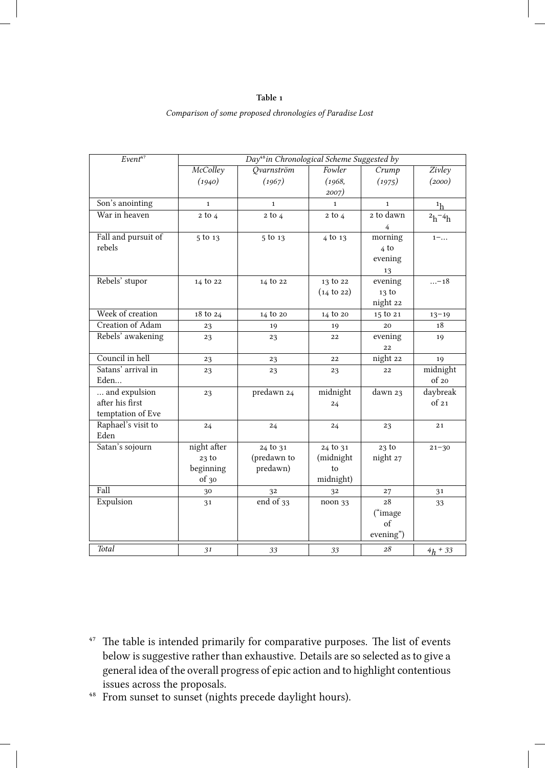**Table 1**

*Comparison of some proposed chronologies of Paradise Lost*

| *Event*[47] | *Day*[48] *in Chronological Scheme Suggested by* | | | | |
|---|---|---|---|---|---|
| | *McColley (1940)* | *Qvarnström (1967)* | *Fowler (1968, 2007)* | *Crump (1975)* | *Zivley (2000)* |
| Son's anointing | 1 | 1 | 1 | 1 | $^{1}h$ |
| War in heaven | 2 to 4 | 2 to 4 | 2 to 4 | 2 to dawn 4 | $^{2}h$–$^{4}h$ |
| Fall and pursuit of rebels | 5 to 13 | 5 to 13 | 4 to 13 | morning 4 to evening 13 | 1–... |
| Rebels' stupor | 14 to 22 | 14 to 22 | 13 to 22 (14 to 22) | evening 13 to night 22 | ...–18 |
| Week of creation | 18 to 24 | 14 to 20 | 14 to 20 | 15 to 21 | 13–19 |
| Creation of Adam | 23 | 19 | 19 | 20 | 18 |
| Rebels' awakening | 23 | 23 | 22 | evening 22 | 19 |
| Council in hell | 23 | 23 | 22 | night 22 | 19 |
| Satans' arrival in Eden... | 23 | 23 | 23 | 22 | midnight of 20 |
| ... and expulsion after his first temptation of Eve | 23 | predawn 24 | midnight 24 | dawn 23 | daybreak of 21 |
| Raphael's visit to Eden | 24 | 24 | 24 | 23 | 21 |
| Satan's sojourn | night after 23 to beginning of 30 | 24 to 31 (predawn to predawn) | 24 to 31 (midnight to midnight) | 23 to night 27 | 21–30 |
| Fall | 30 | 32 | 32 | 27 | 31 |
| Expulsion | 31 | end of 33 | noon 33 | 28 ("image of evening") | 33 |
| *Total* | *31* | *33* | *33* | *28* | $^{4}h$ *+ 33* |

[47] The table is intended primarily for comparative purposes. The list of events below is suggestive rather than exhaustive. Details are so selected as to give a general idea of the overall progress of epic action and to highlight contentious issues across the proposals.

[48] From sunset to sunset (nights precede daylight hours).